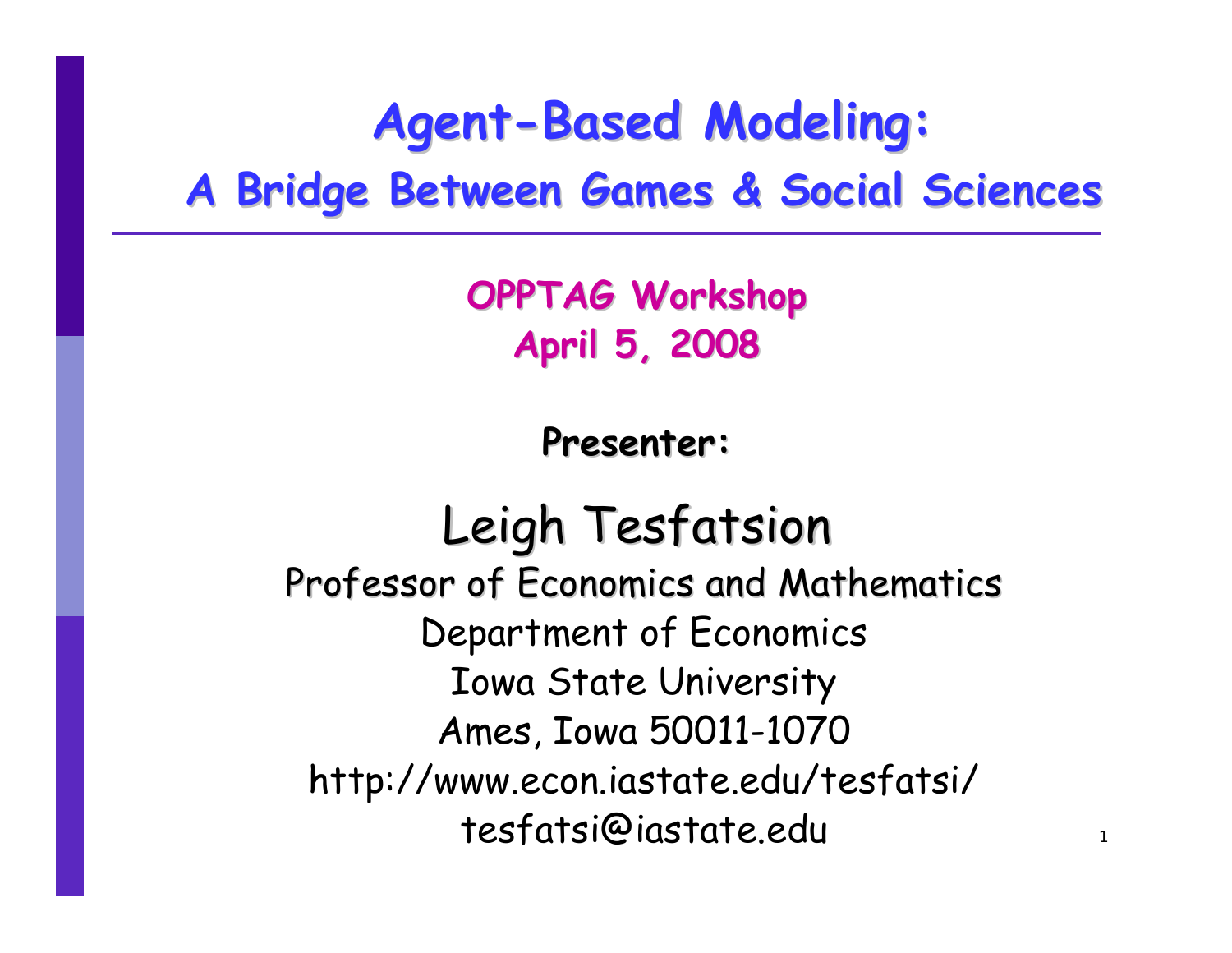# Agent-Based Modeling:

## A Bridge Between Games & Social Sciences

**OPPTAG Workshop**
**April 5, 2008**

**Presenter:**

Leigh Tesfatsion

Professor of Economics and Mathematics
Department of Economics
Iowa State University
Ames, Iowa 50011-1070
http://www.econ.iastate.edu/tesfatsi/
tesfatsi@iastate.edu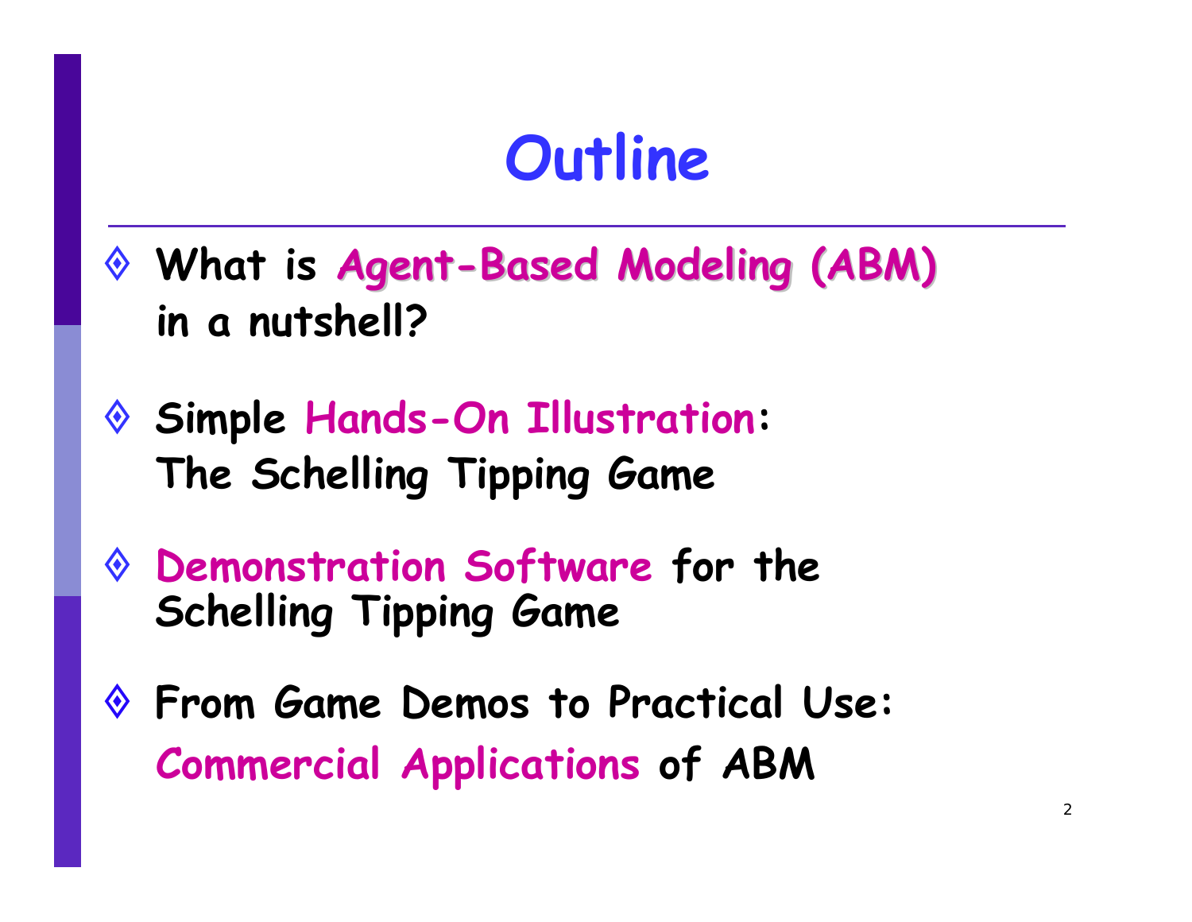# Outline

- What is Agent-Based Modeling (ABM) in a nutshell?
- Simple Hands-On Illustration: The Schelling Tipping Game
- Demonstration Software for the Schelling Tipping Game
- From Game Demos to Practical Use: Commercial Applications of ABM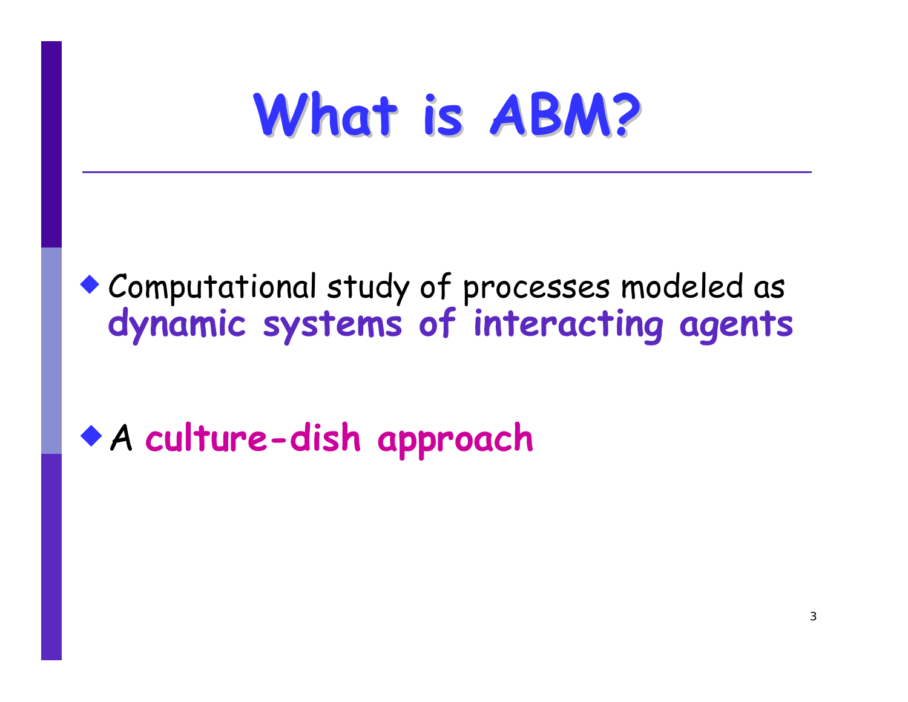# What is ABM?

- Computational study of processes modeled as **dynamic systems of interacting agents**

- A **culture-dish approach**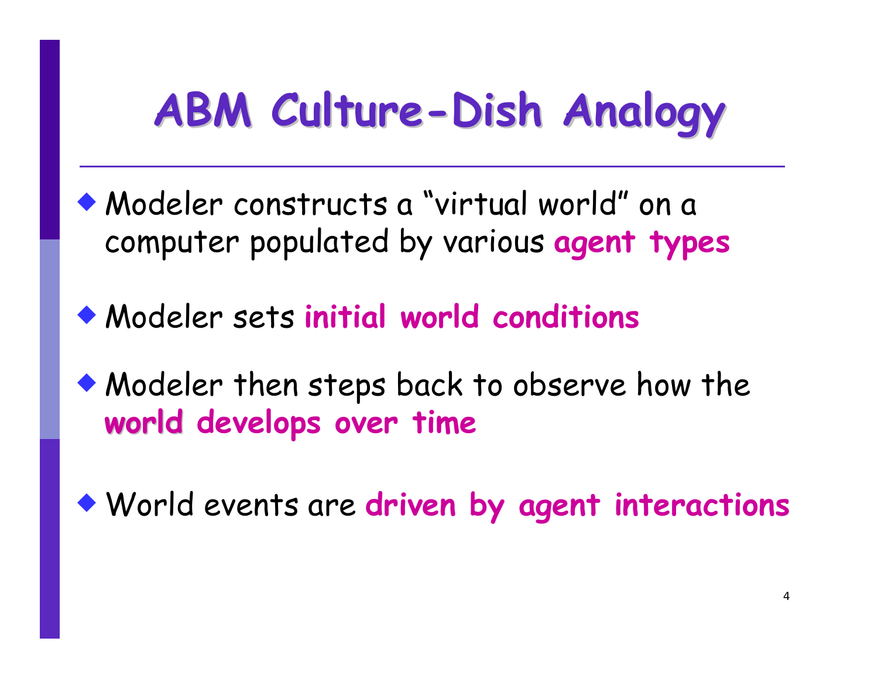# ABM Culture-Dish Analogy

- Modeler constructs a "virtual world" on a computer populated by various **agent types**
- Modeler sets **initial world conditions**
- Modeler then steps back to observe how the **world develops over time**
- World events are **driven by agent interactions**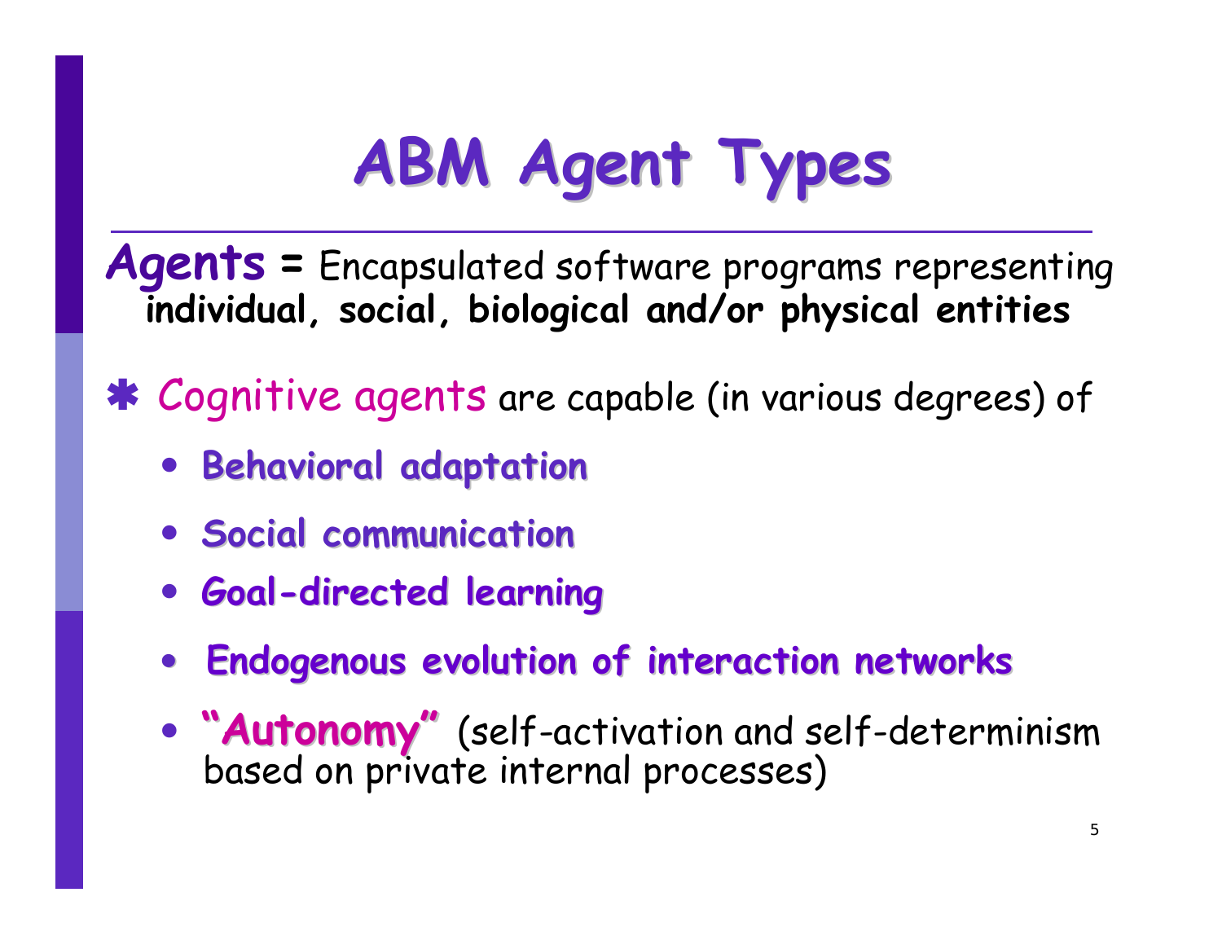# ABM Agent Types

**Agents =** Encapsulated software programs representing **individual, social, biological and/or physical entities**

✱ Cognitive agents are capable (in various degrees) of

- **Behavioral adaptation**
- **Social communication**
- **Goal-directed learning**
- **Endogenous evolution of interaction networks**
- **"Autonomy"** (self-activation and self-determinism based on private internal processes)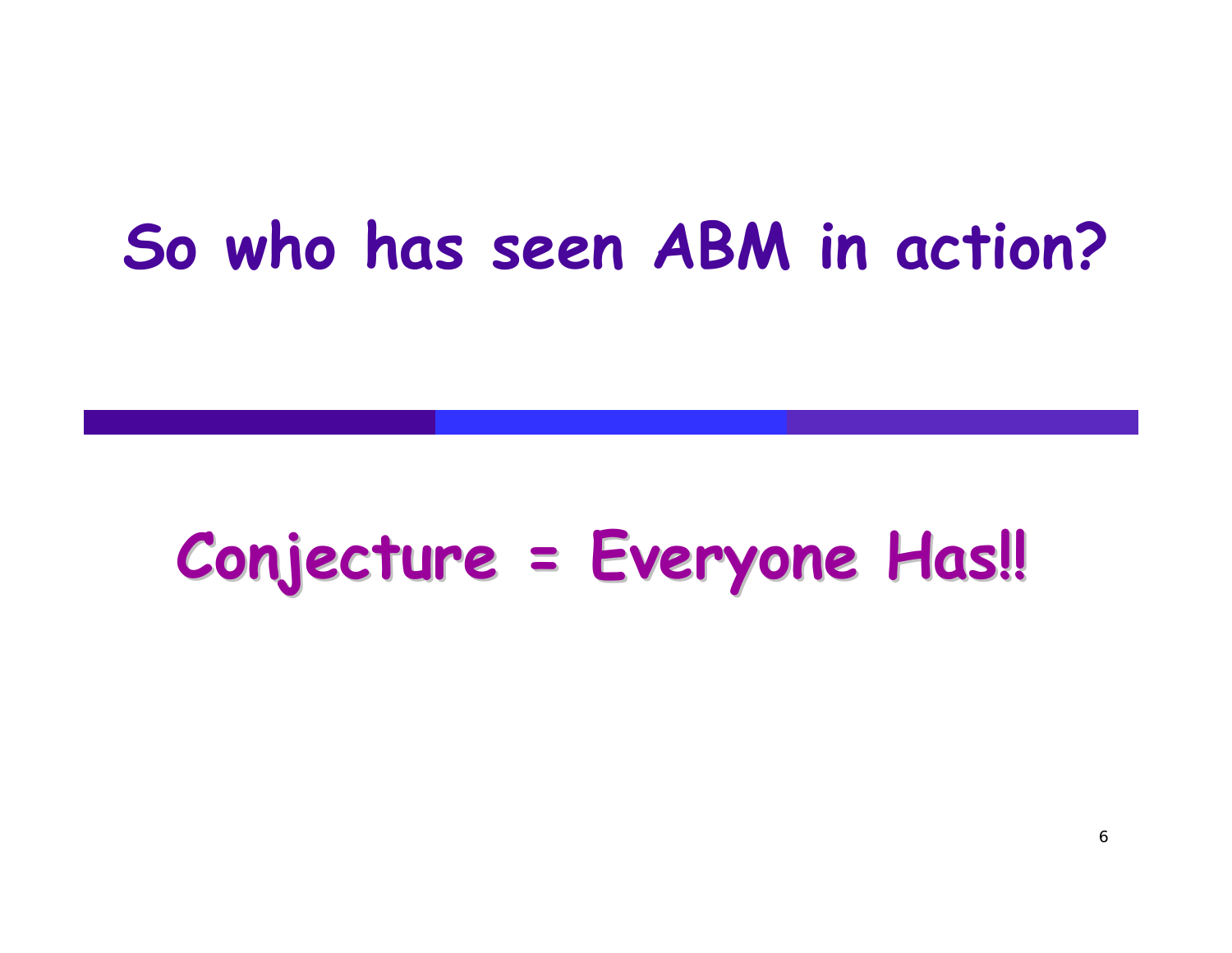# So who has seen ABM in action?

## Conjecture = Everyone Has!!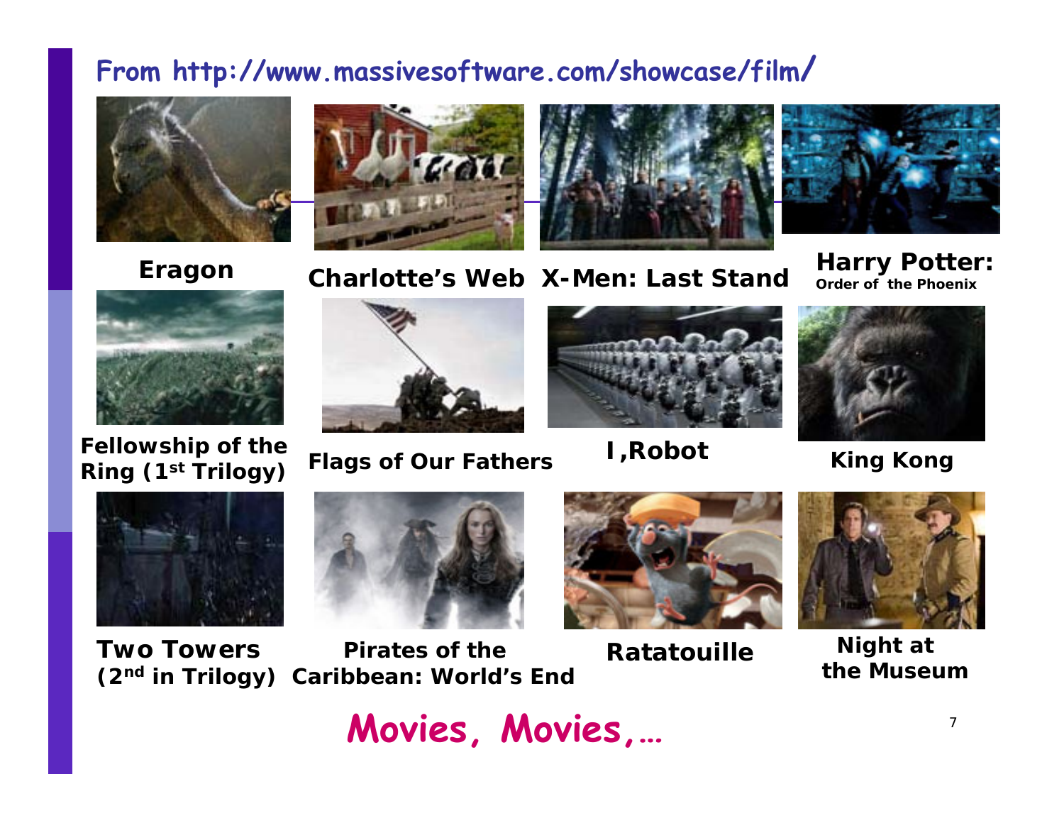## From http://www.massivesoftware.com/showcase/film/

**Eragon**

**Charlotte's Web**

**X-Men: Last Stand**

**Harry Potter:**
**Order of the Phoenix**

**Fellowship of the Ring (1st Trilogy)**

**Flags of Our Fathers**

**I,Robot**

**King Kong**

**Two Towers (2nd in Trilogy)**

**Pirates of the Caribbean: World's End**

**Ratatouille**

**Night at the Museum**

# Movies, Movies,…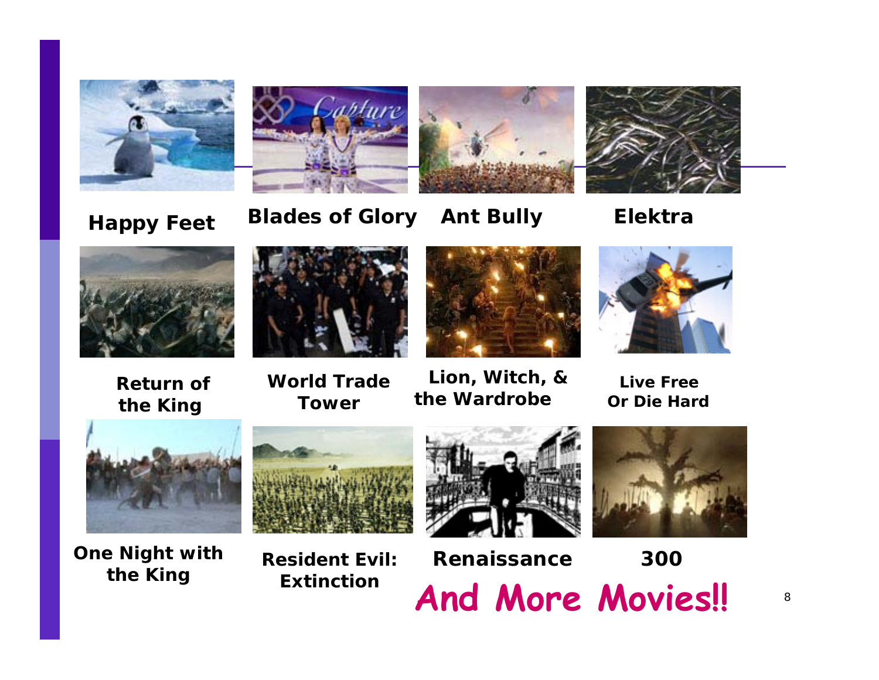Happy Feet

Blades of Glory

Ant Bully

Elektra

Return of the King

World Trade Tower

Lion, Witch, & the Wardrobe

Live Free Or Die Hard

One Night with the King

Resident Evil: Extinction

Renaissance

300

**And More Movies!!**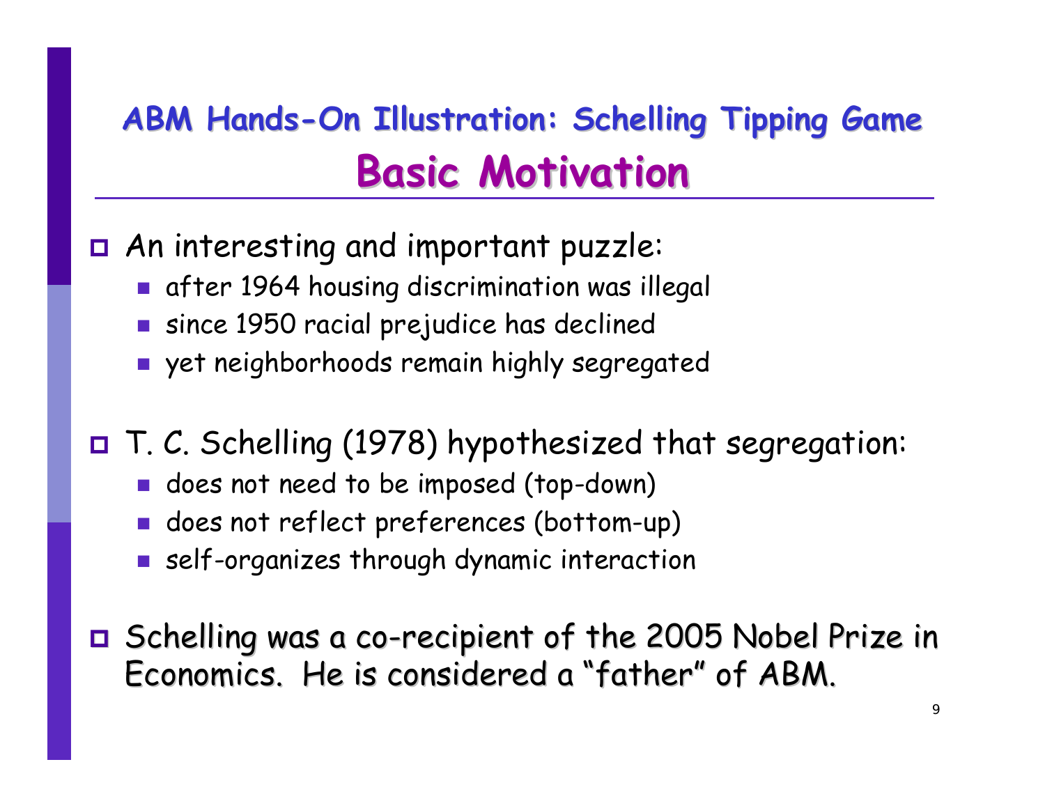## ABM Hands-On Illustration: Schelling Tipping Game

# Basic Motivation

- An interesting and important puzzle:
  - after 1964 housing discrimination was illegal
  - since 1950 racial prejudice has declined
  - yet neighborhoods remain highly segregated

- T. C. Schelling (1978) hypothesized that segregation:
  - does not need to be imposed (top-down)
  - does not reflect preferences (bottom-up)
  - self-organizes through dynamic interaction

- Schelling was a co-recipient of the 2005 Nobel Prize in Economics. He is considered a "father" of ABM.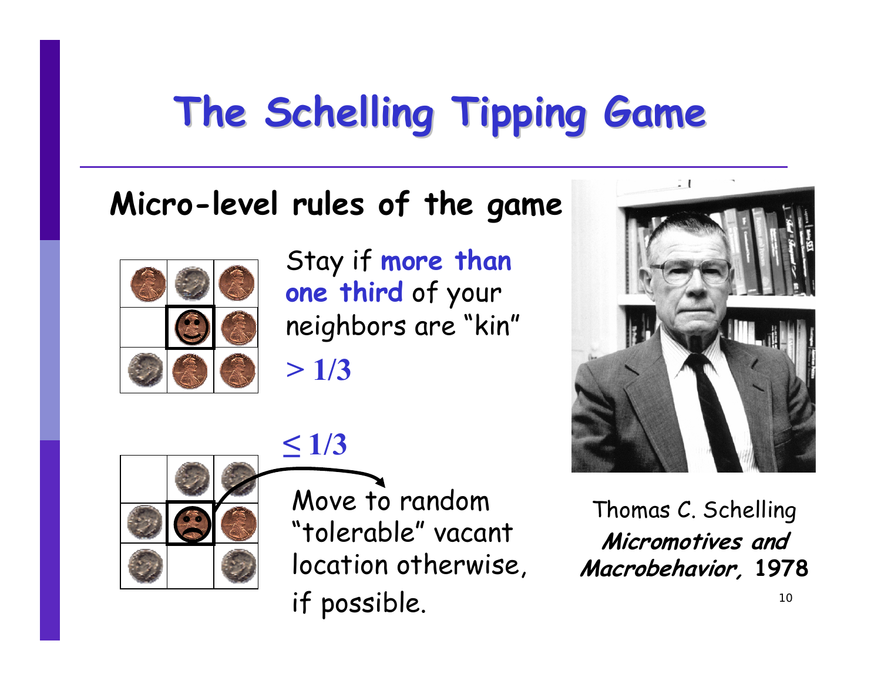# The Schelling Tipping Game

## Micro-level rules of the game

Stay if **more than one third** of your neighbors are "kin"

$> 1/3$

$\leq 1/3$

Move to random "tolerable" vacant location otherwise, if possible.

Thomas C. Schelling
***Micromotives and Macrobehavior,*** **1978**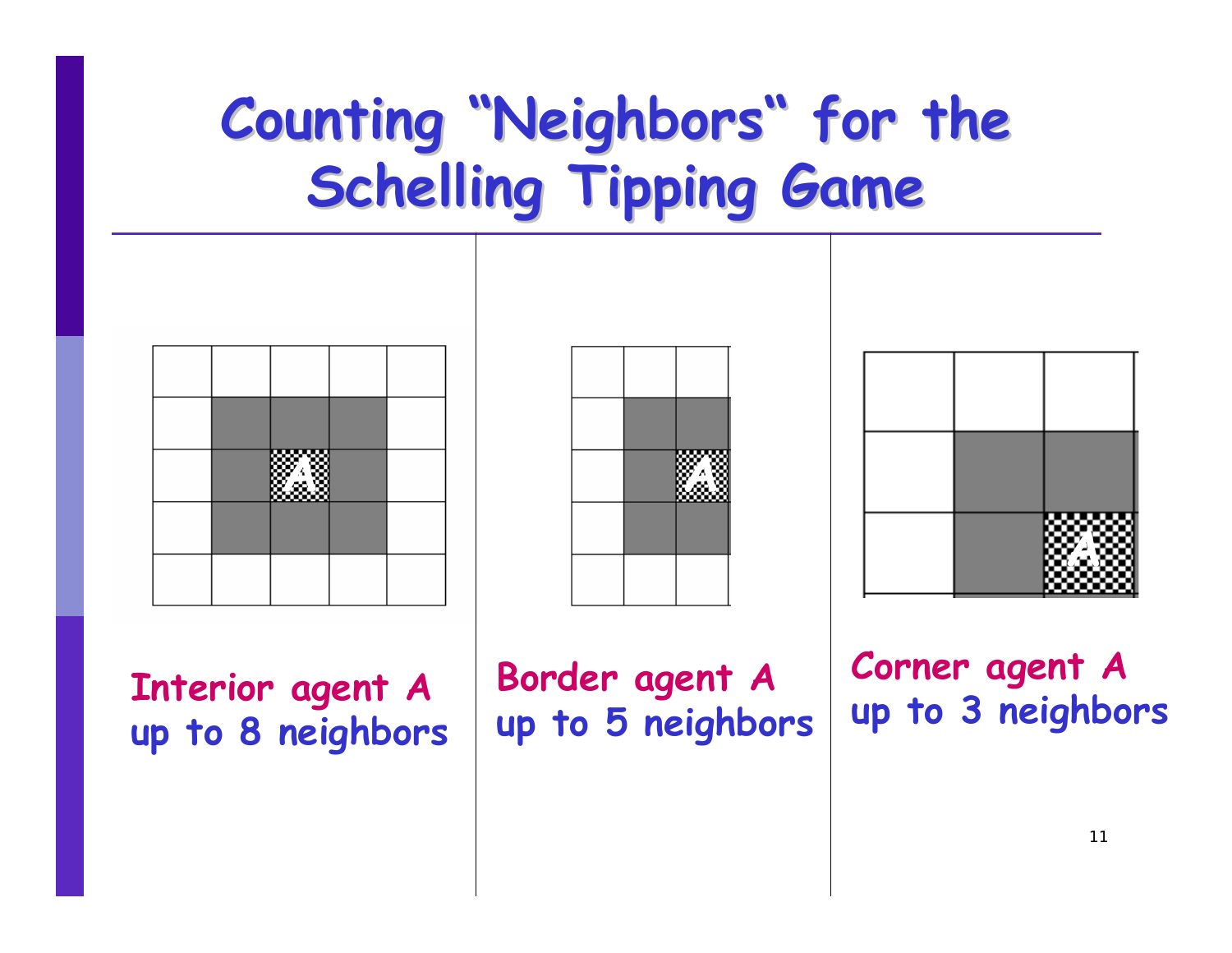# Counting "Neighbors" for the Schelling Tipping Game

**Interior agent A**
up to 8 neighbors

**Border agent A**
up to 5 neighbors

**Corner agent A**
up to 3 neighbors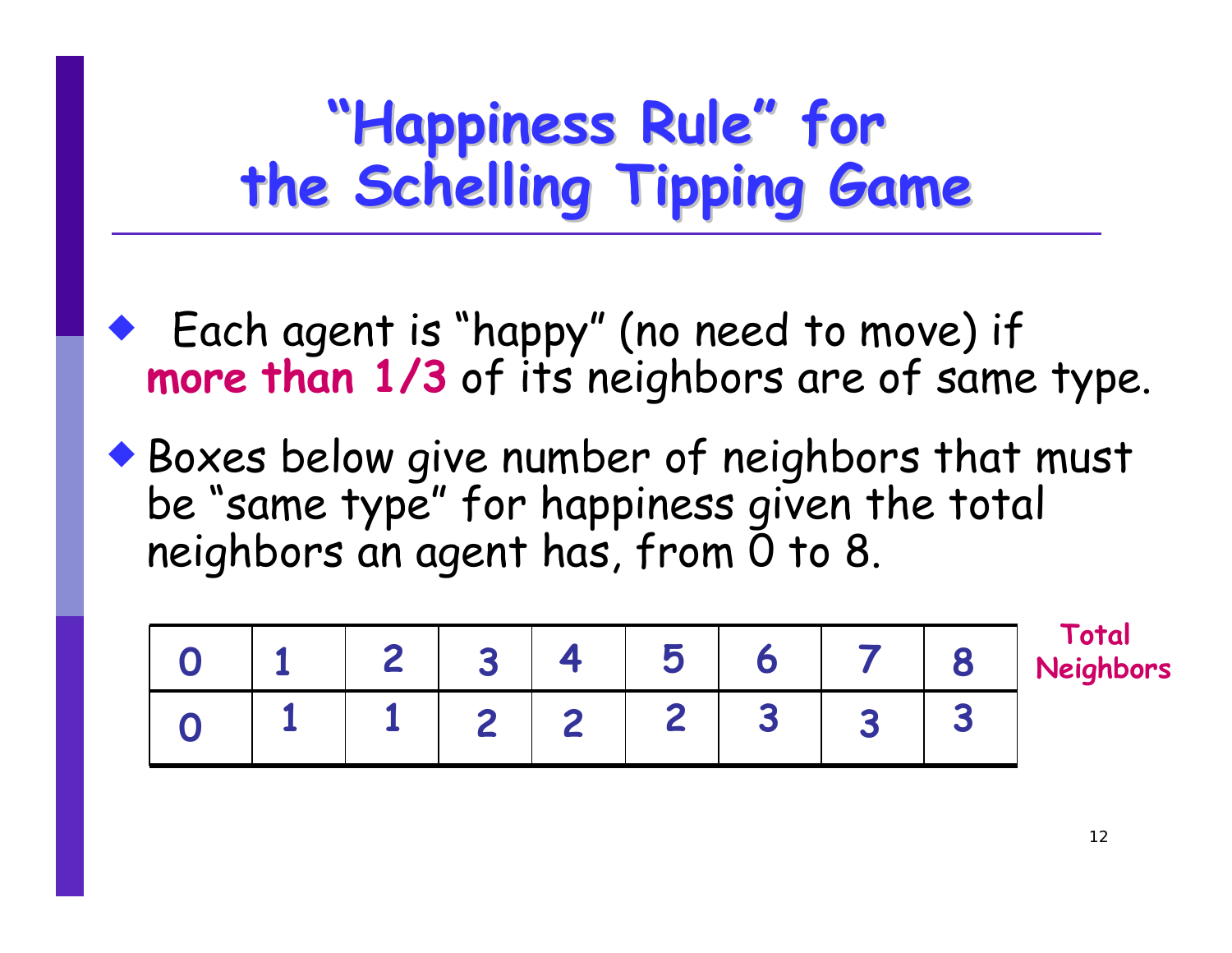# "Happiness Rule" for the Schelling Tipping Game

- Each agent is "happy" (no need to move) if **more than 1/3** of its neighbors are of same type.
- Boxes below give number of neighbors that must be "same type" for happiness given the total neighbors an agent has, from 0 to 8.

| 0 | 1 | 2 | 3 | 4 | 5 | 6 | 7 | 8 | **Total Neighbors** |
|---|---|---|---|---|---|---|---|---|---|
| 0 | 1 | 1 | 2 | 2 | 2 | 3 | 3 | 3 | |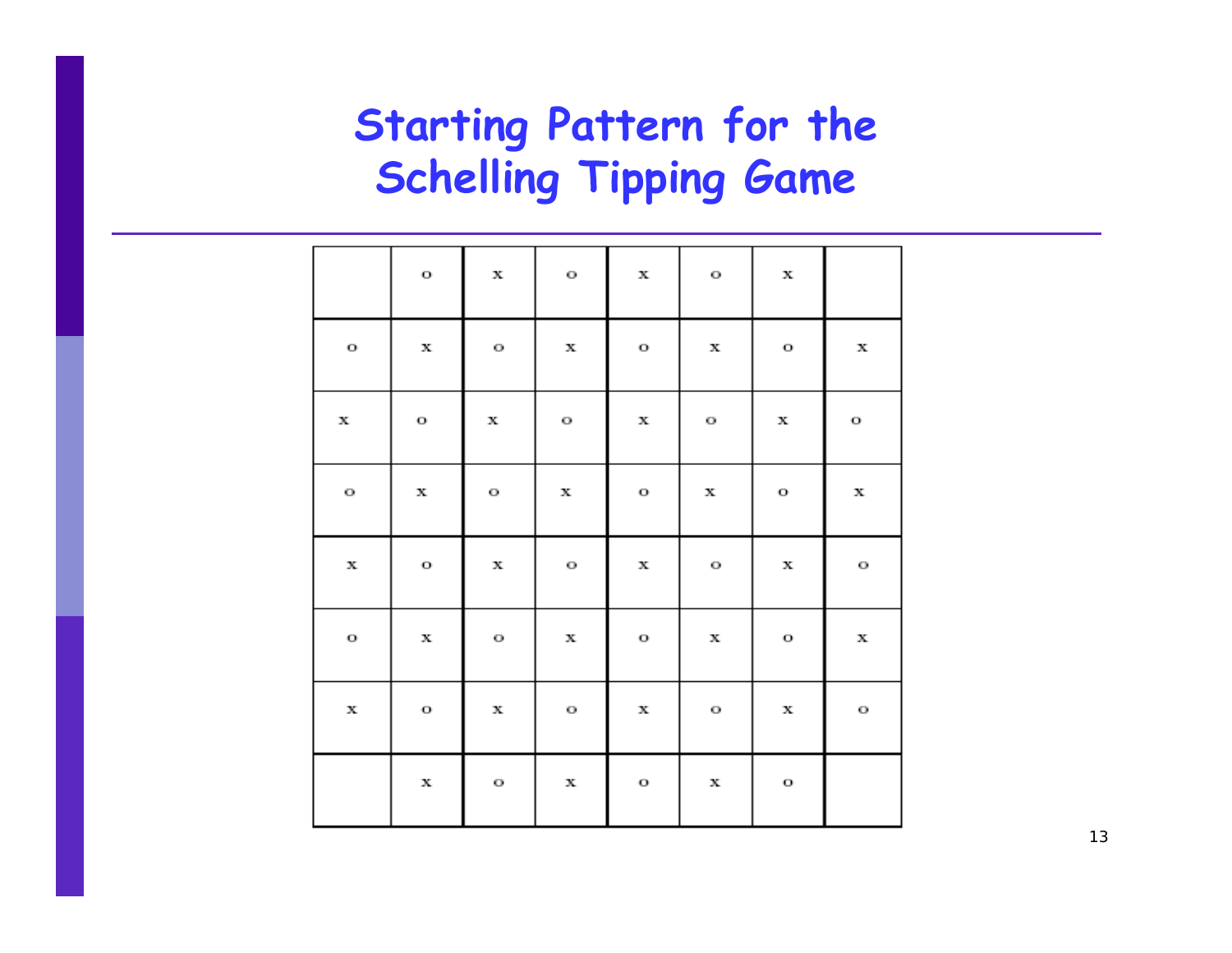# Starting Pattern for the Schelling Tipping Game

| | | | | | | | |
|---|---|---|---|---|---|---|---|
| | o | x | o | x | o | x | |
| o | x | o | x | o | x | o | x |
| x | o | x | o | x | o | x | o |
| o | x | o | x | o | x | o | x |
| x | o | x | o | x | o | x | o |
| o | x | o | x | o | x | o | x |
| x | o | x | o | x | o | x | o |
| | x | o | x | o | x | o | |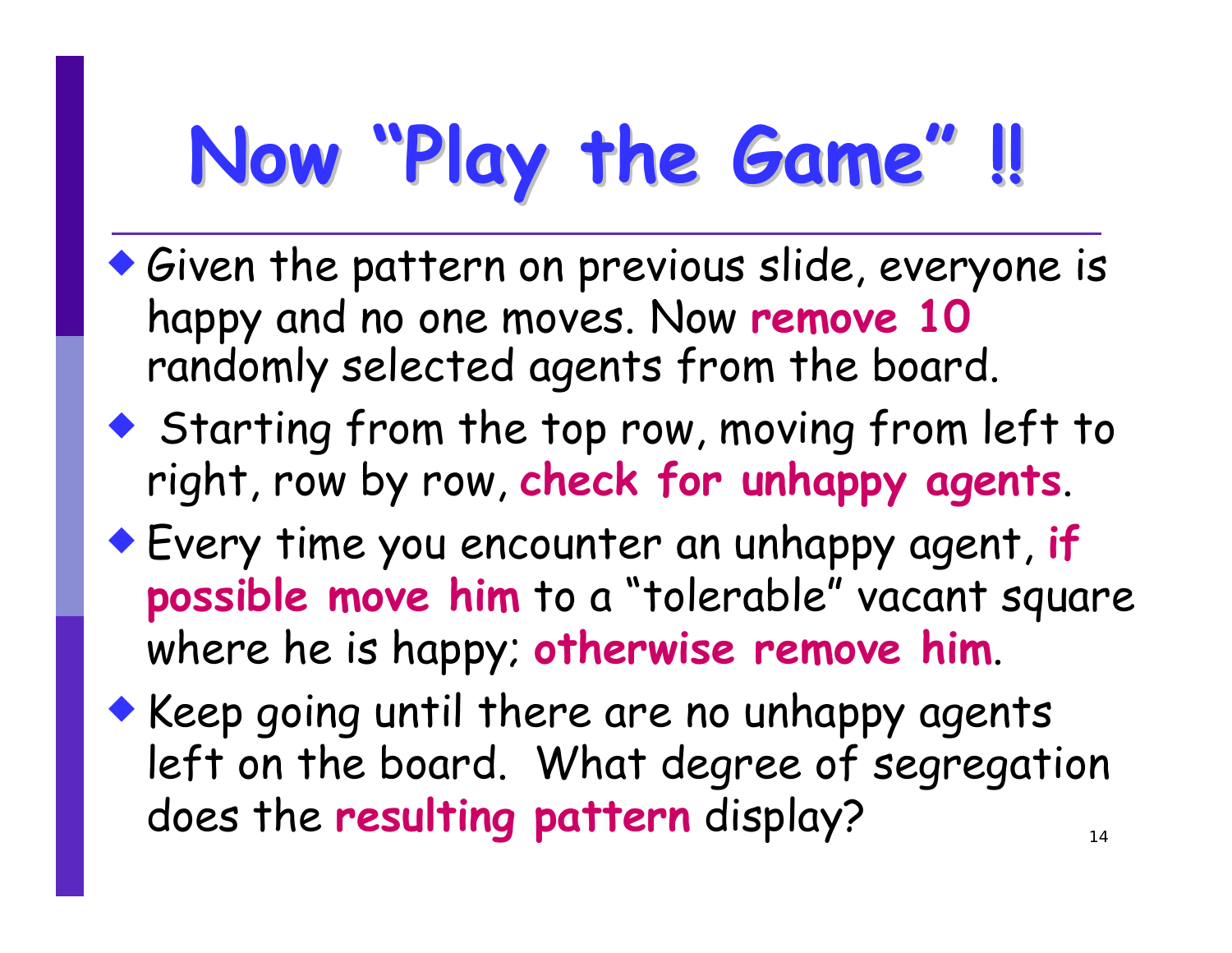# Now "Play the Game" !!

- Given the pattern on previous slide, everyone is happy and no one moves. Now **remove 10** randomly selected agents from the board.
- Starting from the top row, moving from left to right, row by row, **check for unhappy agents**.
- Every time you encounter an unhappy agent, **if possible move him** to a "tolerable" vacant square where he is happy; **otherwise remove him**.
- Keep going until there are no unhappy agents left on the board. What degree of segregation does the **resulting pattern** display?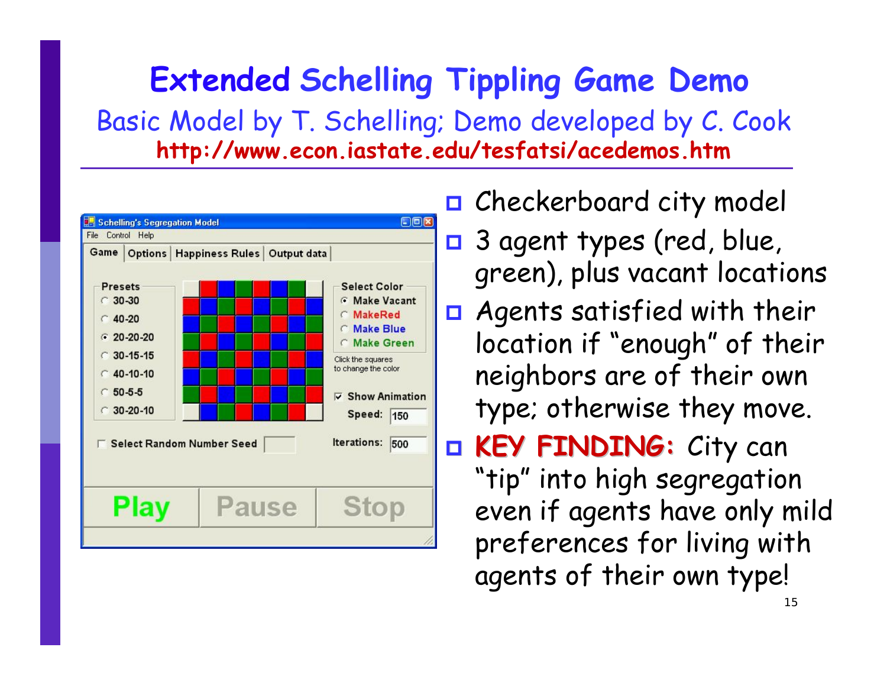# Extended Schelling Tippling Game Demo

Basic Model by T. Schelling; Demo developed by C. Cook

**http://www.econ.iastate.edu/tesfatsi/acedemos.htm**

- Checkerboard city model
- 3 agent types (red, blue, green), plus vacant locations
- Agents satisfied with their location if "enough" of their neighbors are of their own type; otherwise they move.
- **KEY FINDING:** City can "tip" into high segregation even if agents have only mild preferences for living with agents of their own type!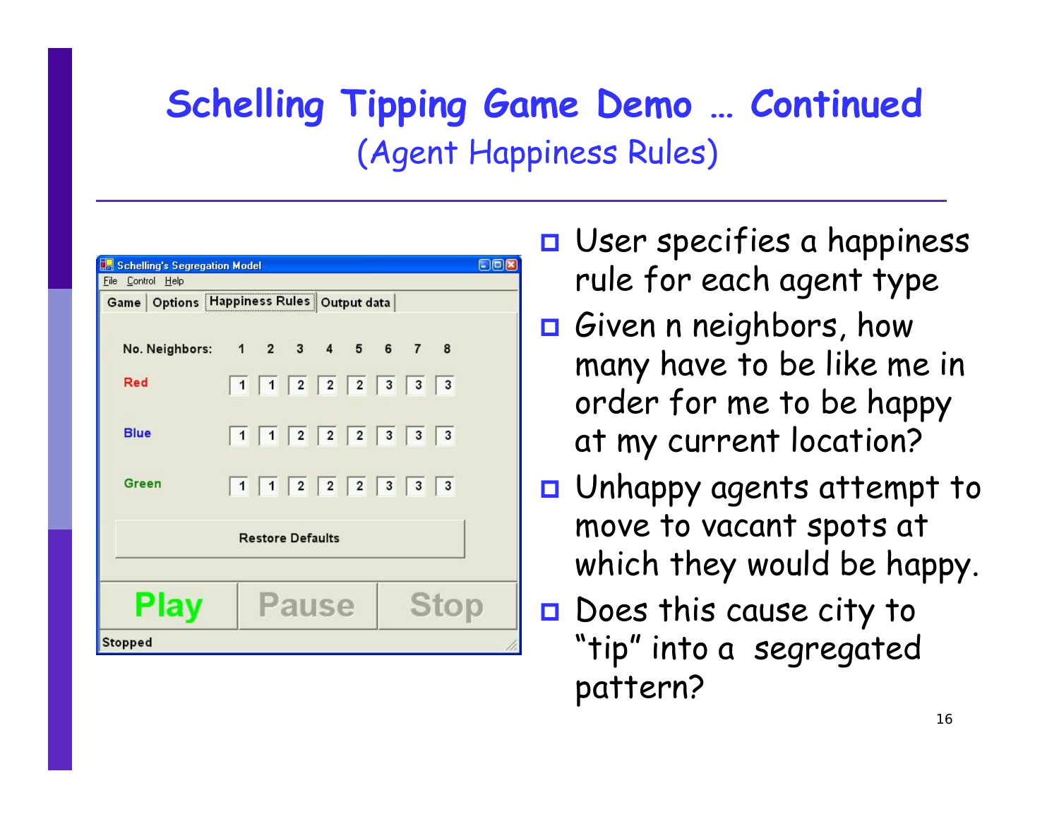# Schelling Tipping Game Demo … Continued

## (Agent Happiness Rules)

Schelling's Segregation Model

File Control Help

Game | Options | Happiness Rules | Output data

| No. Neighbors: | 1 | 2 | 3 | 4 | 5 | 6 | 7 | 8 |
|---|---|---|---|---|---|---|---|---|
| Red | 1 | 1 | 2 | 2 | 2 | 3 | 3 | 3 |
| Blue | 1 | 1 | 2 | 2 | 2 | 3 | 3 | 3 |
| Green | 1 | 1 | 2 | 2 | 2 | 3 | 3 | 3 |

Restore Defaults

Play | Pause | Stop

Stopped

- User specifies a happiness rule for each agent type
- Given n neighbors, how many have to be like me in order for me to be happy at my current location?
- Unhappy agents attempt to move to vacant spots at which they would be happy.
- Does this cause city to "tip" into a segregated pattern?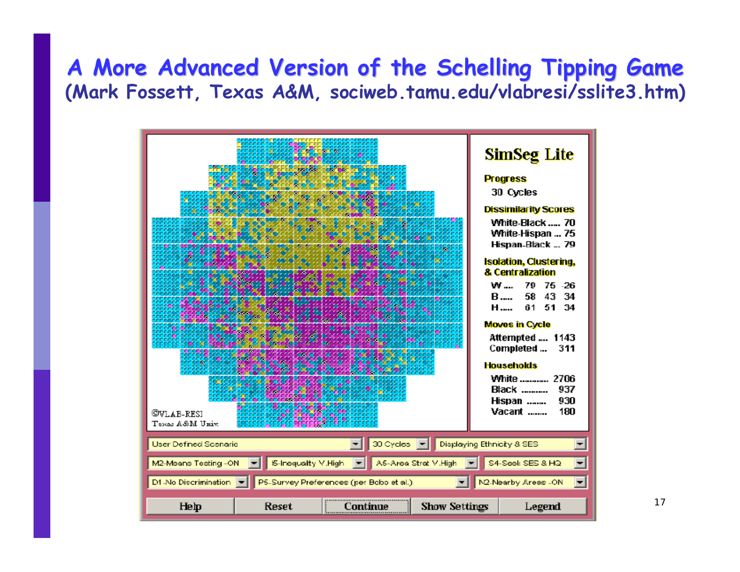# A More Advanced Version of the Schelling Tipping Game

**(Mark Fossett, Texas A&M, sociweb.tamu.edu/vlabresi/sslite3.htm)**

**SimSeg Lite**

**Progress**

30 Cycles

**Dissimilarity Scores**

White-Black ..... 70
White-Hispan ... 75
Hispan-Black ... 79

**Isolation, Clustering, & Centralization**

| | | | |
|---|---|---|---|
| W .... | 79 | 75 | -26 |
| B ..... | 58 | 43 | 34 |
| H ..... | 61 | 51 | 34 |

**Moves in Cycle**

Attempted .... 1143
Completed ... 311

**Households**

White ........... 2706
Black ........... 937
Hispan ........ 930
Vacant ........ 180

©VLAB-RESI
Texas A&M Univ.

User Defined Scenario | 30 Cycles | Displaying Ethnicity & SES

M2-Means Testing -ON | I5-Inequality V.High | A5-Area Strat V.High | S4-Seek SES & HQ

D1-No Discrimination | P5-Survey Preferences (per Bobo et al.) | N2-Nearby Areas -ON

Help | Reset | Continue | Show Settings | Legend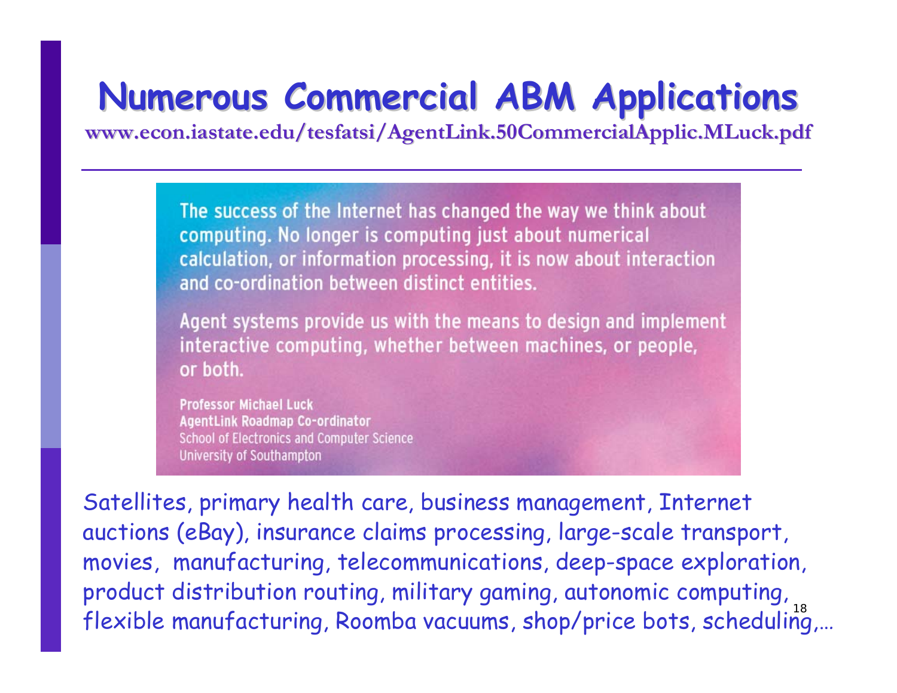# Numerous Commercial ABM Applications

**www.econ.iastate.edu/tesfatsi/AgentLink.50CommercialApplic.MLuck.pdf**

The success of the Internet has changed the way we think about computing. No longer is computing just about numerical calculation, or information processing, it is now about interaction and co-ordination between distinct entities.

Agent systems provide us with the means to design and implement interactive computing, whether between machines, or people, or both.

**Professor Michael Luck**
**AgentLink Roadmap Co-ordinator**
School of Electronics and Computer Science
University of Southampton

Satellites, primary health care, business management, Internet auctions (eBay), insurance claims processing, large-scale transport, movies, manufacturing, telecommunications, deep-space exploration, product distribution routing, military gaming, autonomic computing, flexible manufacturing, Roomba vacuums, shop/price bots, scheduling,…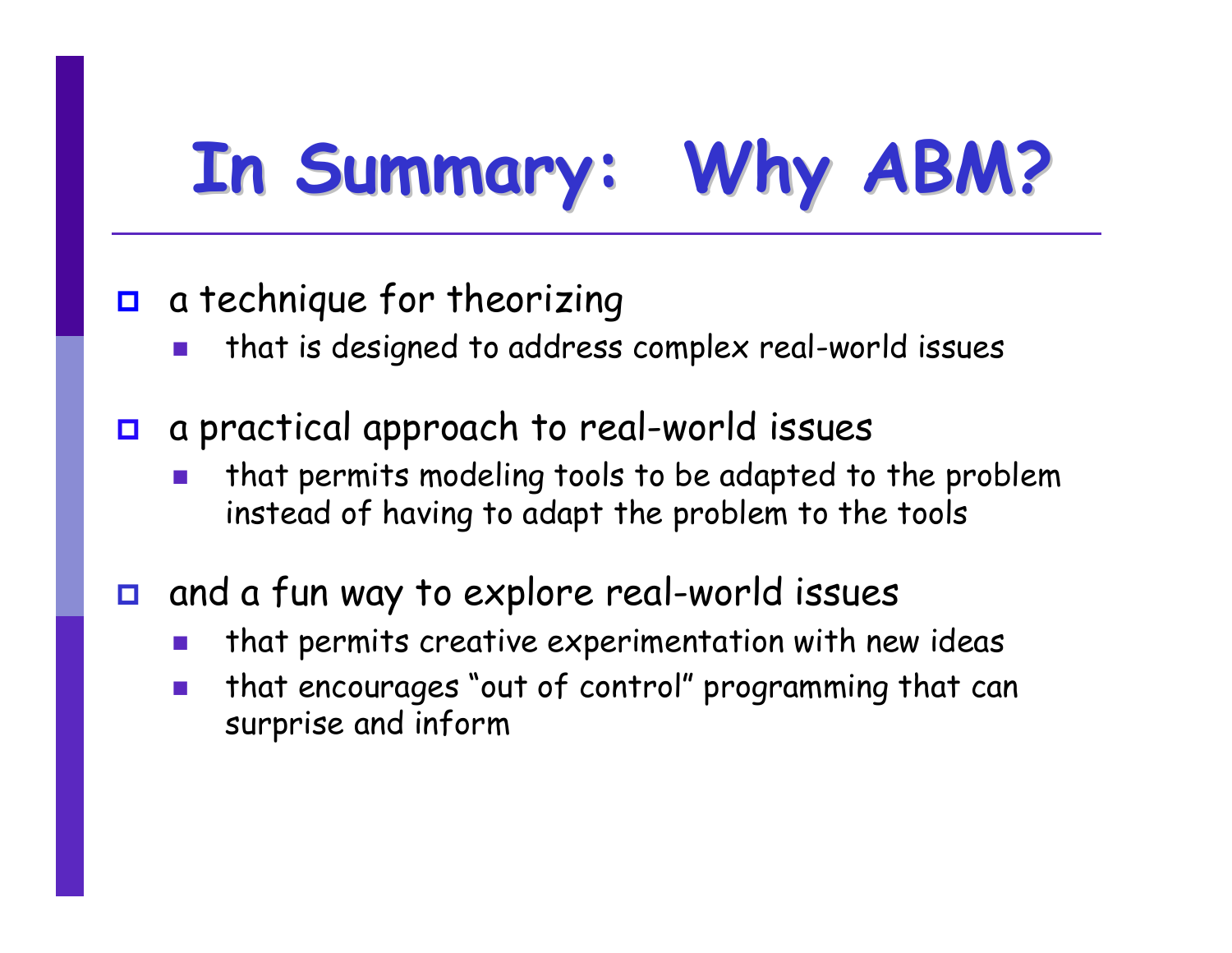# In Summary: Why ABM?

- a technique for theorizing
  - that is designed to address complex real-world issues
- a practical approach to real-world issues
  - that permits modeling tools to be adapted to the problem instead of having to adapt the problem to the tools
- and a fun way to explore real-world issues
  - that permits creative experimentation with new ideas
  - that encourages "out of control" programming that can surprise and inform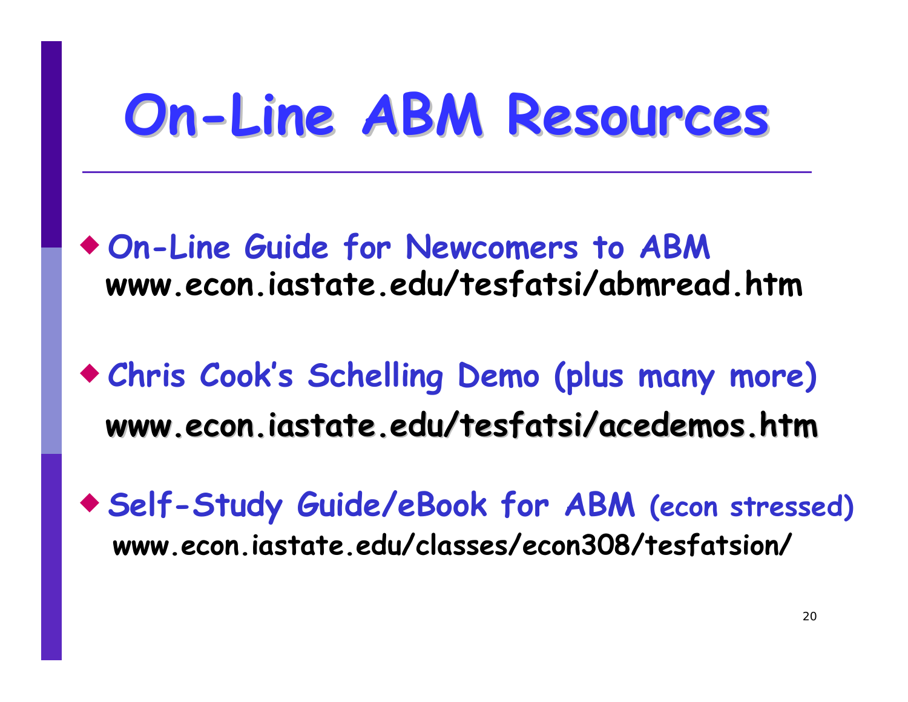# On-Line ABM Resources

- **On-Line Guide for Newcomers to ABM**
  **www.econ.iastate.edu/tesfatsi/abmread.htm**

- **Chris Cook's Schelling Demo (plus many more)**
  **www.econ.iastate.edu/tesfatsi/acedemos.htm**

- **Self-Study Guide/eBook for ABM (econ stressed)**
  **www.econ.iastate.edu/classes/econ308/tesfatsion/**